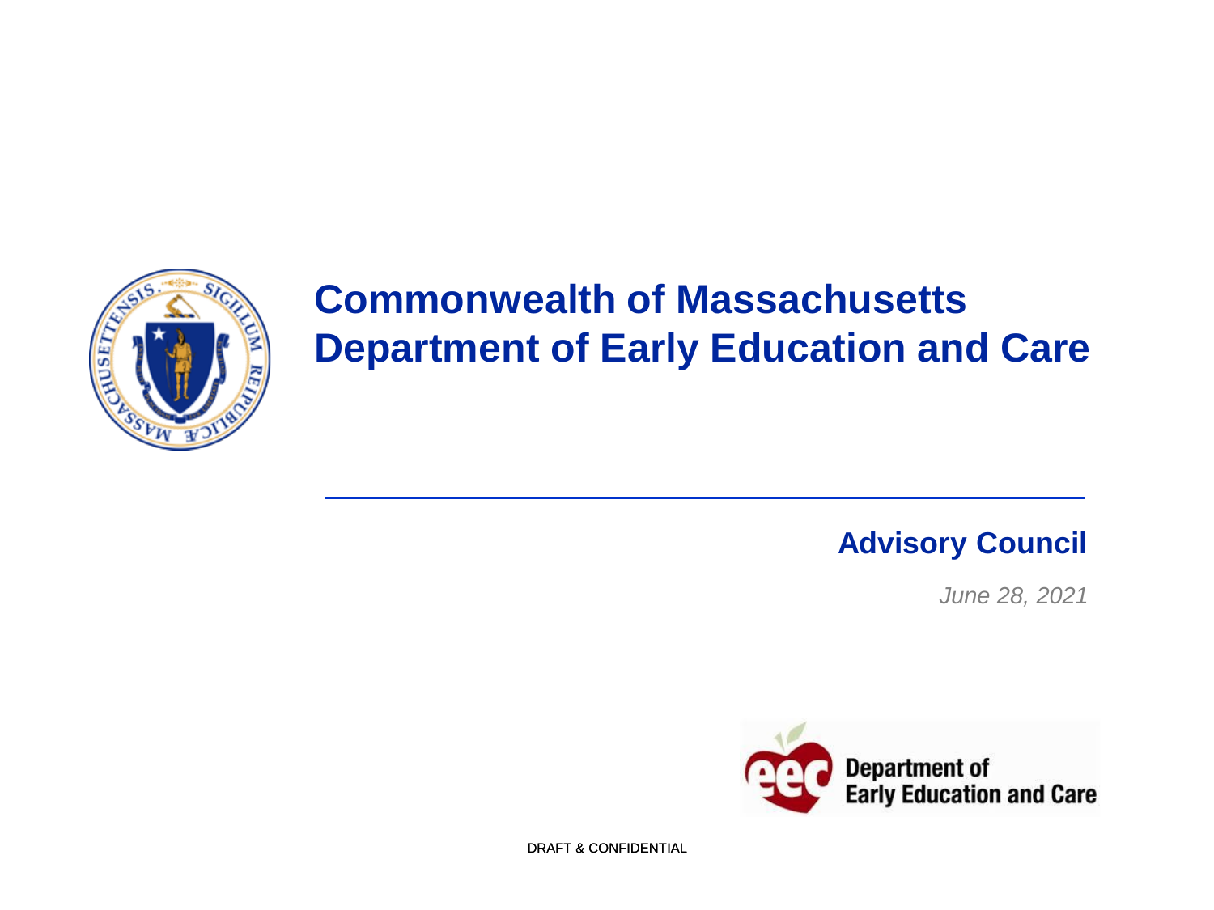# Commonwealth of Massachusetts
# Department of Early Education and Care

## Advisory Council

*June 28, 2021*

Department of Early Education and Care

DRAFT & CONFIDENTIAL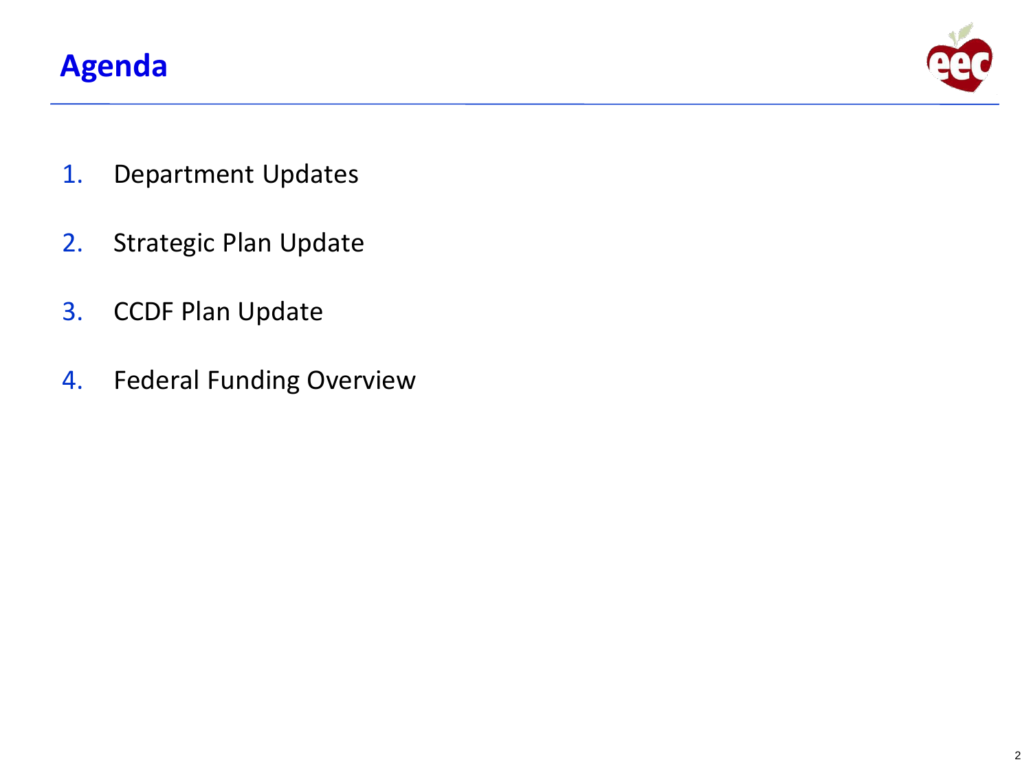# Agenda

1. Department Updates
2. Strategic Plan Update
3. CCDF Plan Update
4. Federal Funding Overview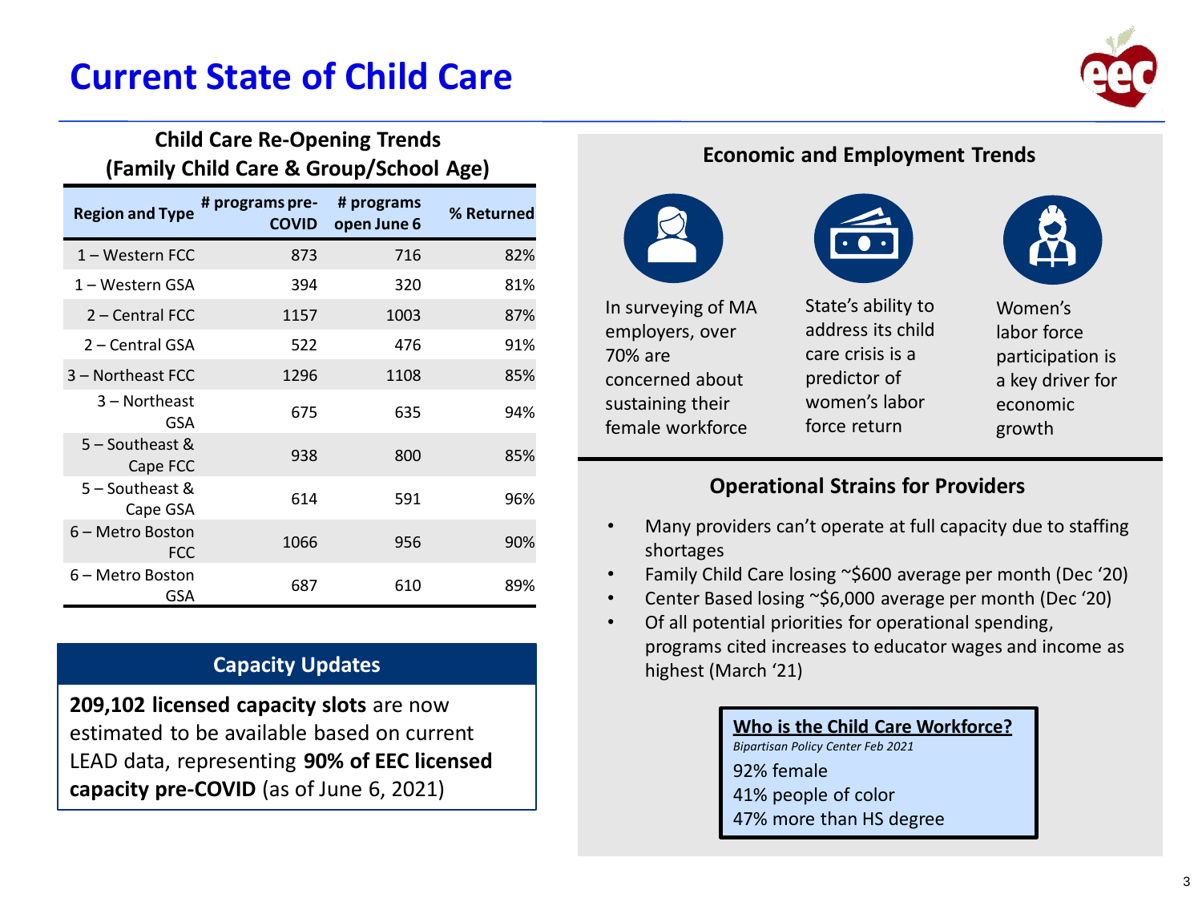# Current State of Child Care

## Child Care Re-Opening Trends (Family Child Care & Group/School Age)

| Region and Type | # programs pre-COVID | # programs open June 6 | % Returned |
|---|---|---|---|
| 1 – Western FCC | 873 | 716 | 82% |
| 1 – Western GSA | 394 | 320 | 81% |
| 2 – Central FCC | 1157 | 1003 | 87% |
| 2 – Central GSA | 522 | 476 | 91% |
| 3 – Northeast FCC | 1296 | 1108 | 85% |
| 3 – Northeast GSA | 675 | 635 | 94% |
| 5 – Southeast & Cape FCC | 938 | 800 | 85% |
| 5 – Southeast & Cape GSA | 614 | 591 | 96% |
| 6 – Metro Boston FCC | 1066 | 956 | 90% |
| 6 – Metro Boston GSA | 687 | 610 | 89% |

## Capacity Updates

**209,102 licensed capacity slots** are now estimated to be available based on current LEAD data, representing **90% of EEC licensed capacity pre-COVID** (as of June 6, 2021)

## Economic and Employment Trends

In surveying of MA employers, over 70% are concerned about sustaining their female workforce

State's ability to address its child care crisis is a predictor of women's labor force return

Women's labor force participation is a key driver for economic growth

## Operational Strains for Providers

- Many providers can't operate at full capacity due to staffing shortages
- Family Child Care losing ~$600 average per month (Dec '20)
- Center Based losing ~$6,000 average per month (Dec '20)
- Of all potential priorities for operational spending, programs cited increases to educator wages and income as highest (March '21)

**Who is the Child Care Workforce?**

*Bipartisan Policy Center Feb 2021*

92% female

41% people of color

47% more than HS degree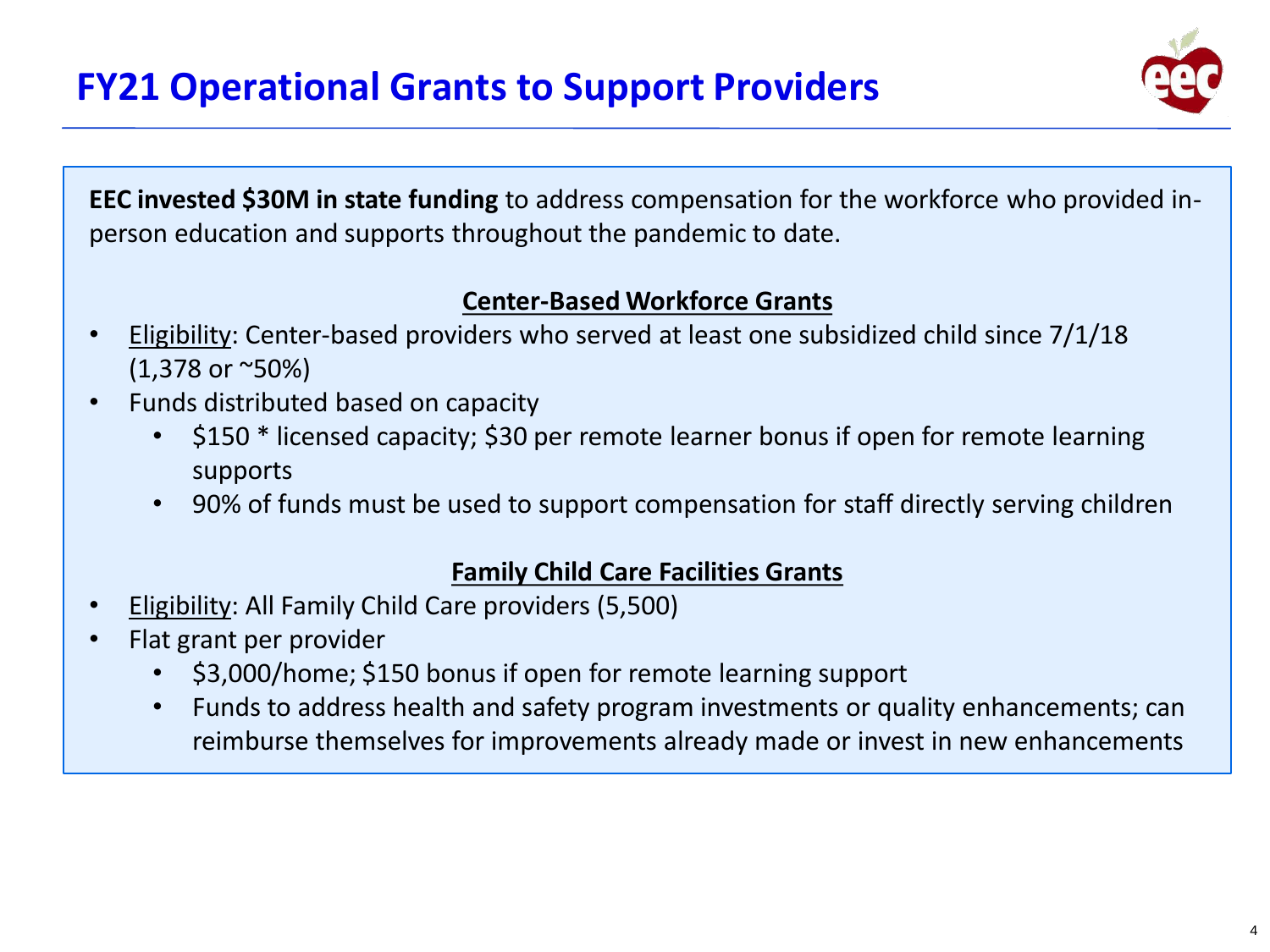# FY21 Operational Grants to Support Providers

**EEC invested $30M in state funding** to address compensation for the workforce who provided in-person education and supports throughout the pandemic to date.

### Center-Based Workforce Grants

- Eligibility: Center-based providers who served at least one subsidized child since 7/1/18 (1,378 or ~50%)
- Funds distributed based on capacity
  - $150 * licensed capacity; $30 per remote learner bonus if open for remote learning supports
  - 90% of funds must be used to support compensation for staff directly serving children

### Family Child Care Facilities Grants

- Eligibility: All Family Child Care providers (5,500)
- Flat grant per provider
  - $3,000/home; $150 bonus if open for remote learning support
  - Funds to address health and safety program investments or quality enhancements; can reimburse themselves for improvements already made or invest in new enhancements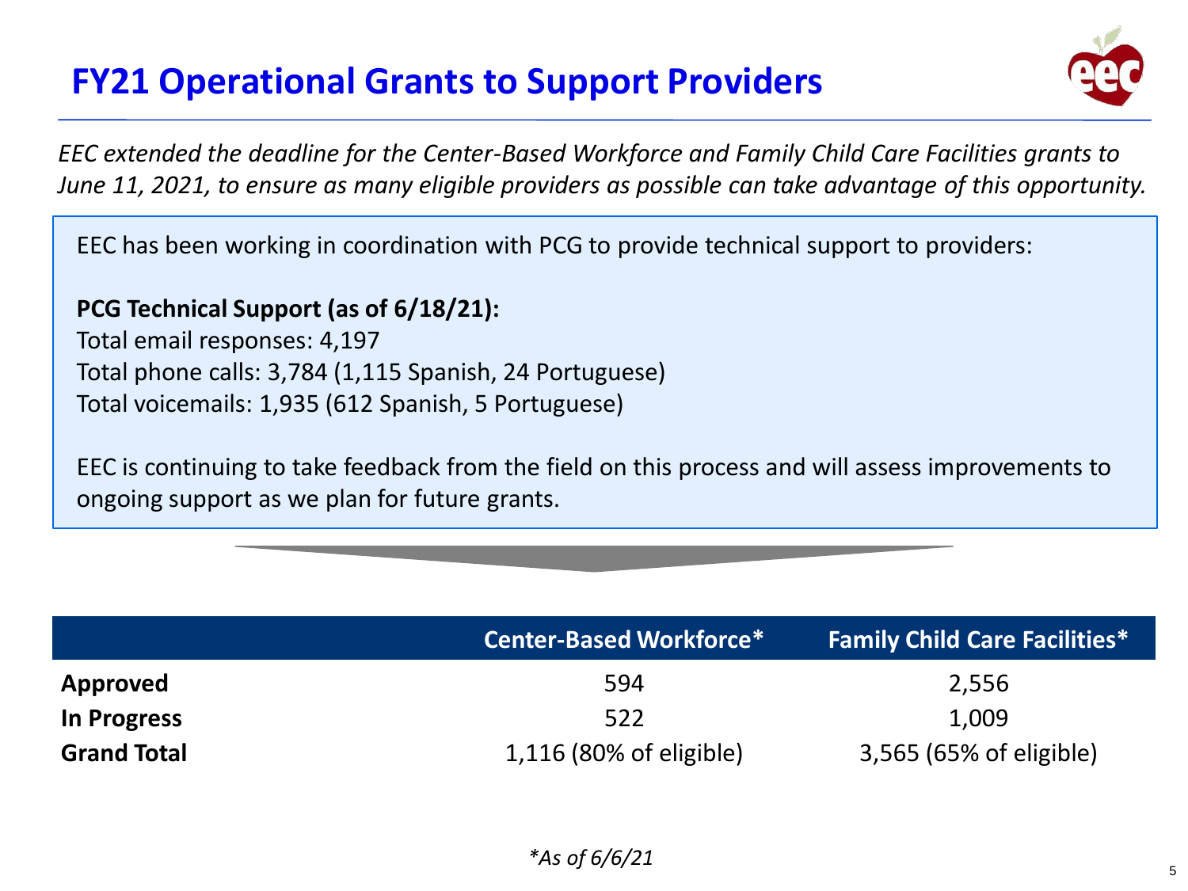# FY21 Operational Grants to Support Providers

*EEC extended the deadline for the Center-Based Workforce and Family Child Care Facilities grants to June 11, 2021, to ensure as many eligible providers as possible can take advantage of this opportunity.*

EEC has been working in coordination with PCG to provide technical support to providers:

**PCG Technical Support (as of 6/18/21):**
Total email responses: 4,197
Total phone calls: 3,784 (1,115 Spanish, 24 Portuguese)
Total voicemails: 1,935 (612 Spanish, 5 Portuguese)

EEC is continuing to take feedback from the field on this process and will assess improvements to ongoing support as we plan for future grants.

| | Center-Based Workforce* | Family Child Care Facilities* |
|---|---|---|
| **Approved** | 594 | 2,556 |
| **In Progress** | 522 | 1,009 |
| **Grand Total** | 1,116 (80% of eligible) | 3,565 (65% of eligible) |

*As of 6/6/21*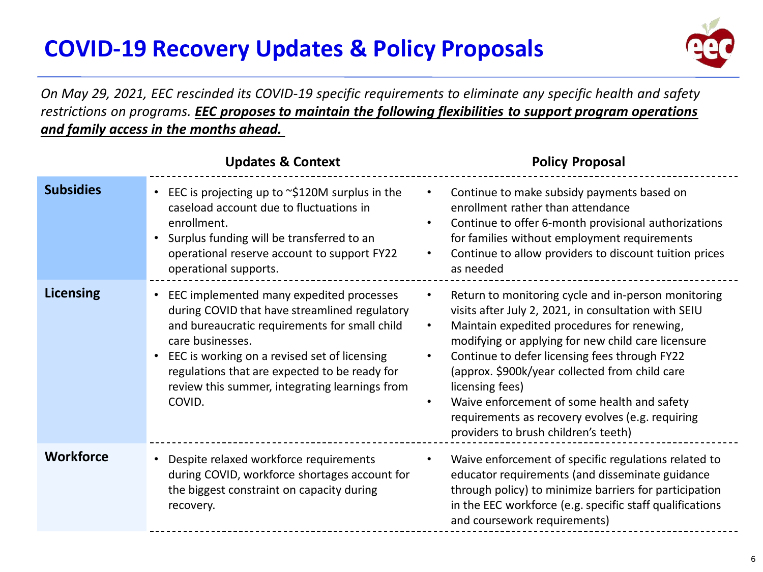# COVID-19 Recovery Updates & Policy Proposals

*On May 29, 2021, EEC rescinded its COVID-19 specific requirements to eliminate any specific health and safety restrictions on programs.* ***EEC proposes to maintain the following flexibilities to support program operations and family access in the months ahead.***

| | Updates & Context | Policy Proposal |
|---|---|---|
| **Subsidies** | • EEC is projecting up to ~$120M surplus in the caseload account due to fluctuations in enrollment.<br>• Surplus funding will be transferred to an operational reserve account to support FY22 operational supports. | • Continue to make subsidy payments based on enrollment rather than attendance<br>• Continue to offer 6-month provisional authorizations for families without employment requirements<br>• Continue to allow providers to discount tuition prices as needed |
| **Licensing** | • EEC implemented many expedited processes during COVID that have streamlined regulatory and bureaucratic requirements for small child care businesses.<br>• EEC is working on a revised set of licensing regulations that are expected to be ready for review this summer, integrating learnings from COVID. | • Return to monitoring cycle and in-person monitoring visits after July 2, 2021, in consultation with SEIU<br>• Maintain expedited procedures for renewing, modifying or applying for new child care licensure<br>• Continue to defer licensing fees through FY22 (approx. $900k/year collected from child care licensing fees)<br>• Waive enforcement of some health and safety requirements as recovery evolves (e.g. requiring providers to brush children's teeth) |
| **Workforce** | • Despite relaxed workforce requirements during COVID, workforce shortages account for the biggest constraint on capacity during recovery. | • Waive enforcement of specific regulations related to educator requirements (and disseminate guidance through policy) to minimize barriers for participation in the EEC workforce (e.g. specific staff qualifications and coursework requirements) |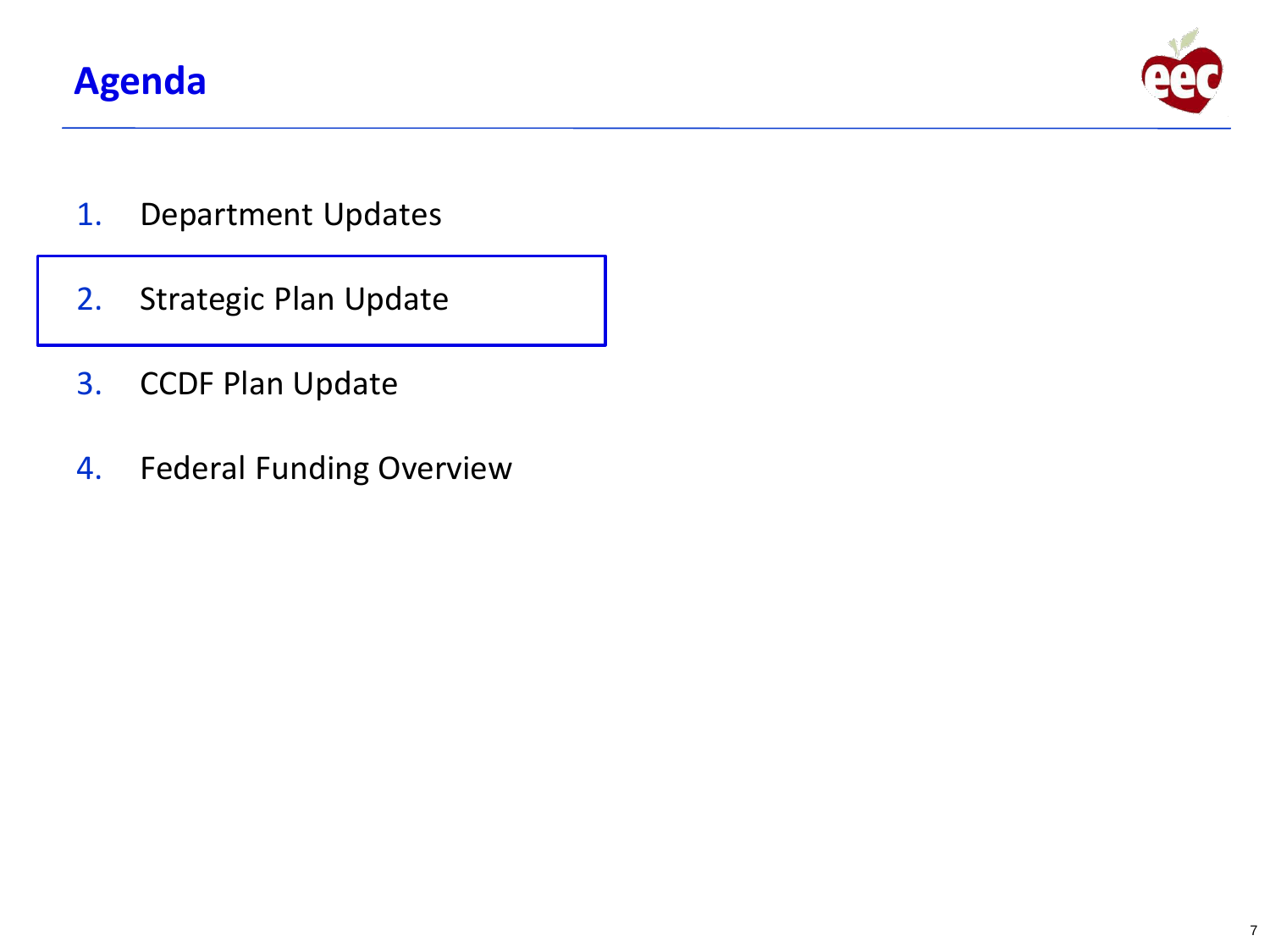# Agenda

1. Department Updates
2. Strategic Plan Update
3. CCDF Plan Update
4. Federal Funding Overview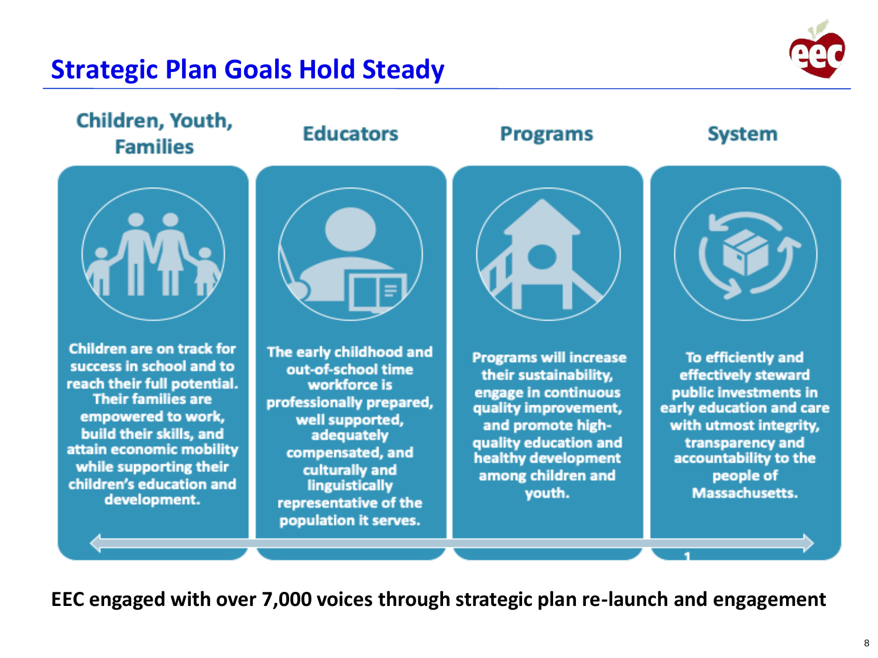# Strategic Plan Goals Hold Steady

## Children, Youth, Families

Children are on track for success in school and to reach their full potential. Their families are empowered to work, build their skills, and attain economic mobility while supporting their children's education and development.

## Educators

The early childhood and out-of-school time workforce is professionally prepared, well supported, adequately compensated, and culturally and linguistically representative of the population it serves.

## Programs

Programs will increase their sustainability, engage in continuous quality improvement, and promote high-quality education and healthy development among children and youth.

## System

To efficiently and effectively steward public investments in early education and care with utmost integrity, transparency and accountability to the people of Massachusetts.

**EEC engaged with over 7,000 voices through strategic plan re-launch and engagement**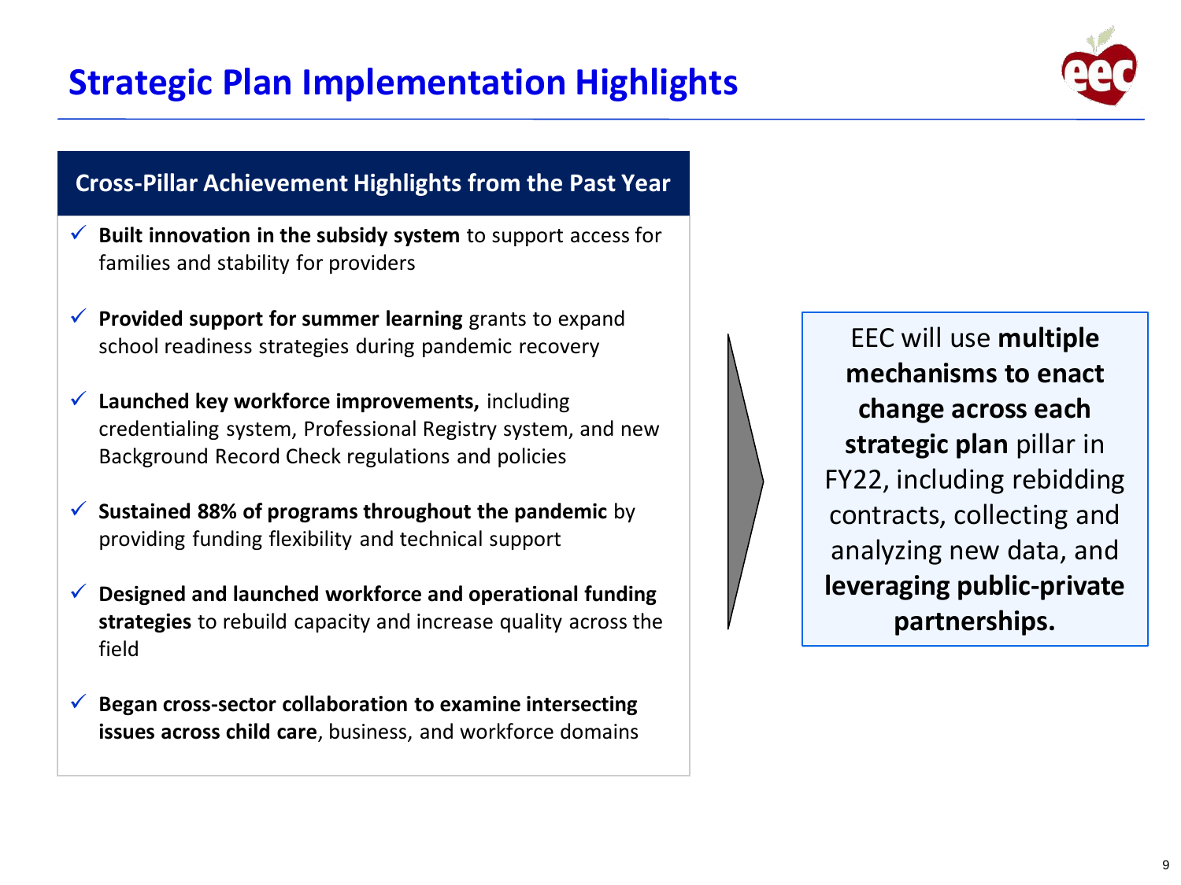# Strategic Plan Implementation Highlights

## Cross-Pillar Achievement Highlights from the Past Year

- ✓ **Built innovation in the subsidy system** to support access for families and stability for providers
- ✓ **Provided support for summer learning** grants to expand school readiness strategies during pandemic recovery
- ✓ **Launched key workforce improvements,** including credentialing system, Professional Registry system, and new Background Record Check regulations and policies
- ✓ **Sustained 88% of programs throughout the pandemic** by providing funding flexibility and technical support
- ✓ **Designed and launched workforce and operational funding strategies** to rebuild capacity and increase quality across the field
- ✓ **Began cross-sector collaboration to examine intersecting issues across child care**, business, and workforce domains

EEC will use **multiple mechanisms to enact change across each strategic plan** pillar in FY22, including rebidding contracts, collecting and analyzing new data, and **leveraging public-private partnerships.**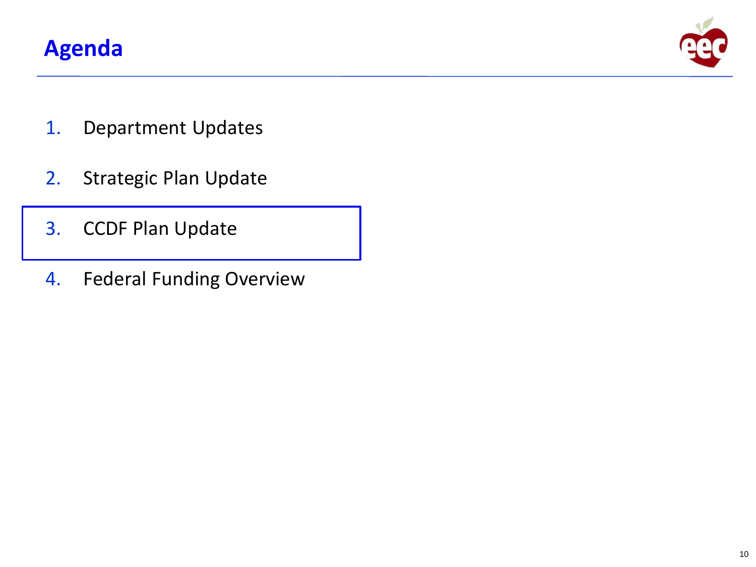# Agenda

1. Department Updates
2. Strategic Plan Update
3. CCDF Plan Update
4. Federal Funding Overview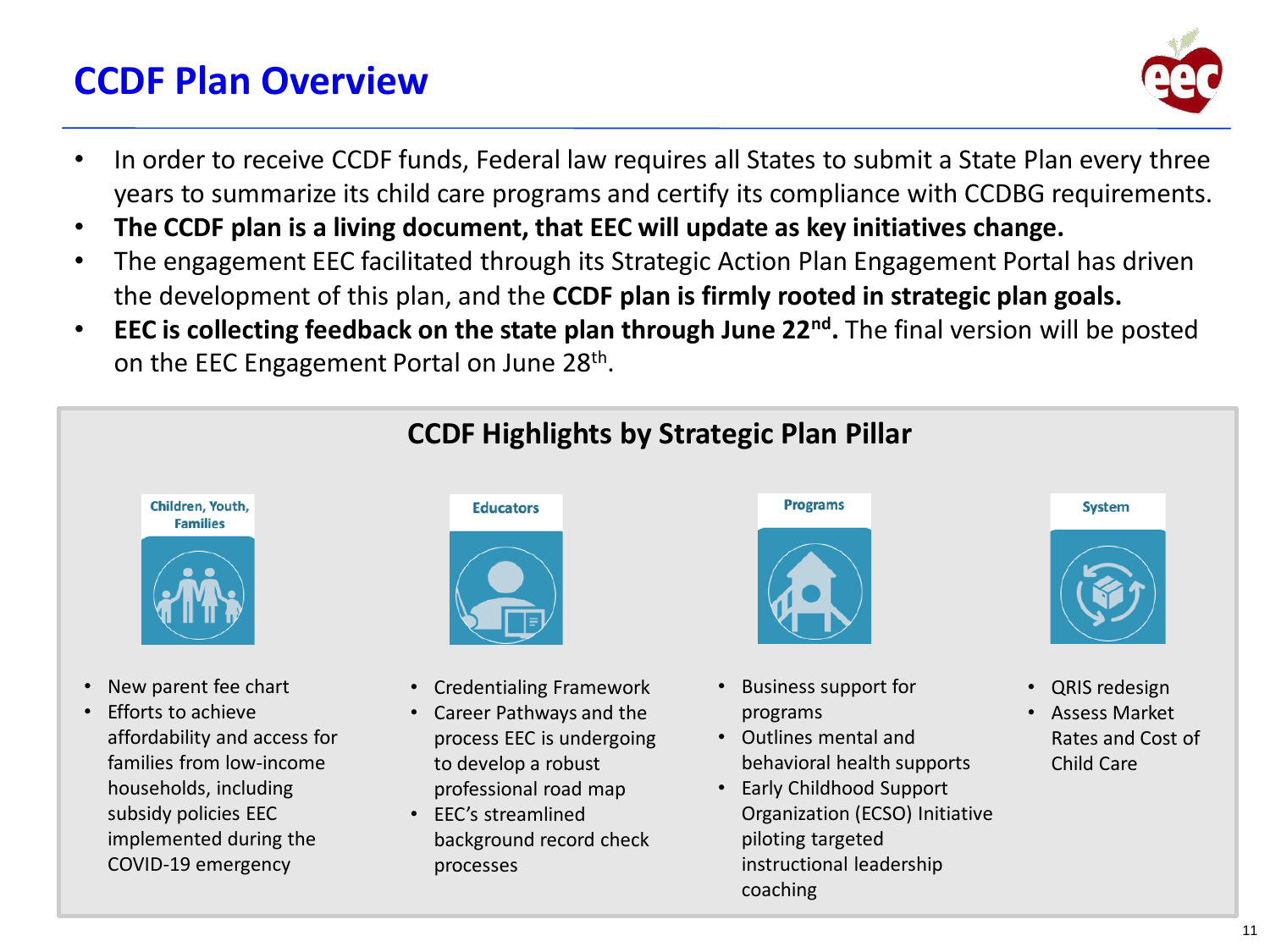# CCDF Plan Overview

- In order to receive CCDF funds, Federal law requires all States to submit a State Plan every three years to summarize its child care programs and certify its compliance with CCDBG requirements.
- **The CCDF plan is a living document, that EEC will update as key initiatives change.**
- The engagement EEC facilitated through its Strategic Action Plan Engagement Portal has driven the development of this plan, and the **CCDF plan is firmly rooted in strategic plan goals.**
- **EEC is collecting feedback on the state plan through June 22nd.** The final version will be posted on the EEC Engagement Portal on June 28th.

## CCDF Highlights by Strategic Plan Pillar

### Children, Youth, Families

- New parent fee chart
- Efforts to achieve affordability and access for families from low-income households, including subsidy policies EEC implemented during the COVID-19 emergency

### Educators

- Credentialing Framework
- Career Pathways and the process EEC is undergoing to develop a robust professional road map
- EEC's streamlined background record check processes

### Programs

- Business support for programs
- Outlines mental and behavioral health supports
- Early Childhood Support Organization (ECSO) Initiative piloting targeted instructional leadership coaching

### System

- QRIS redesign
- Assess Market Rates and Cost of Child Care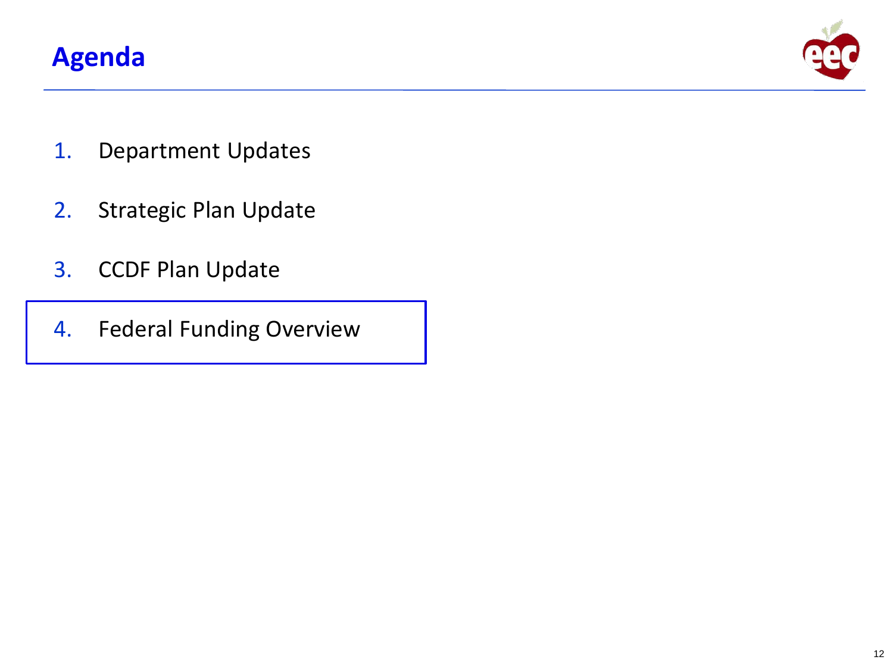# Agenda

1. Department Updates
2. Strategic Plan Update
3. CCDF Plan Update
4. Federal Funding Overview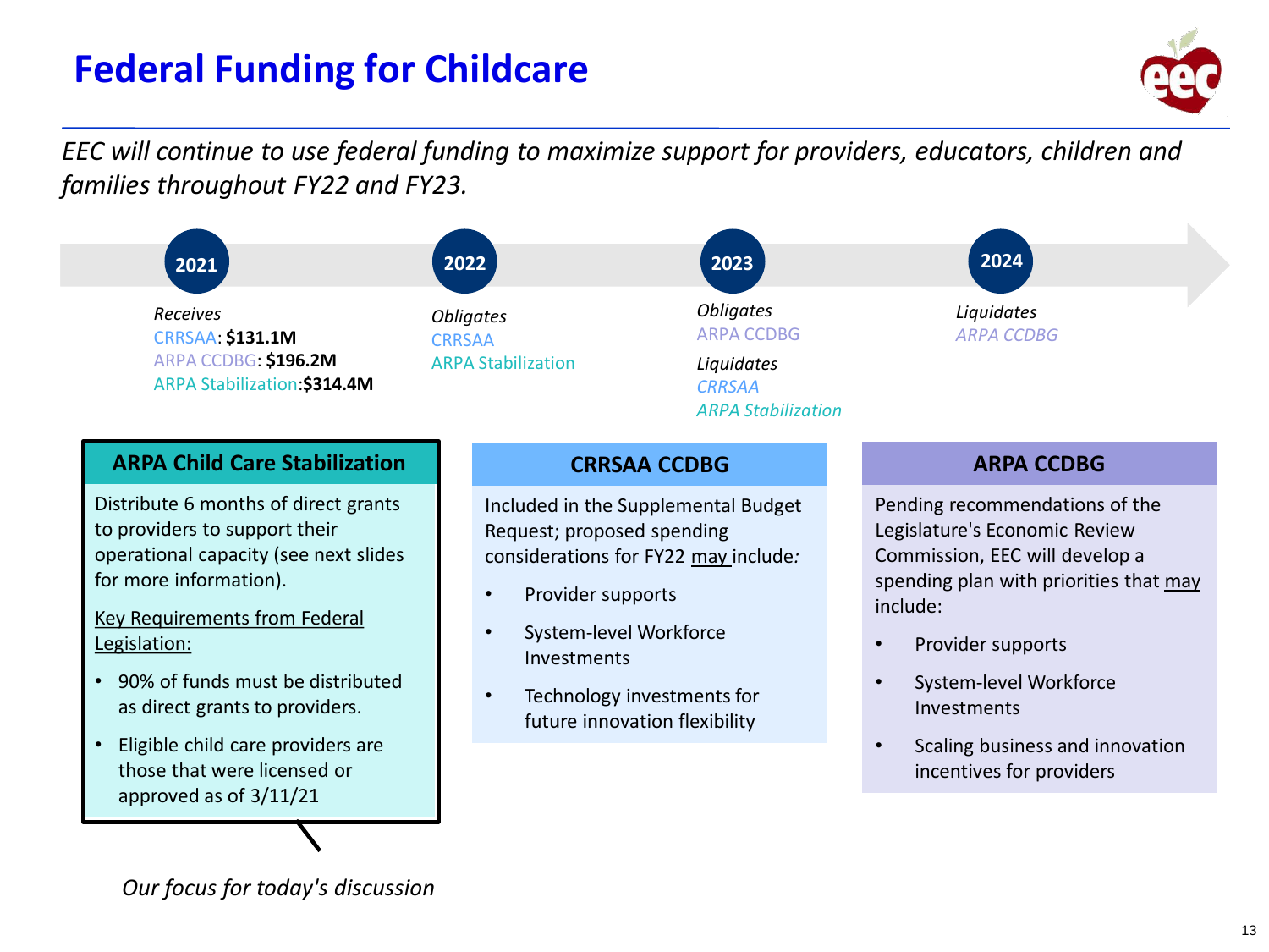# Federal Funding for Childcare

*EEC will continue to use federal funding to maximize support for providers, educators, children and families throughout FY22 and FY23.*

**2021**

*Receives*
CRRSAA: **$131.1M**
ARPA CCDBG: **$196.2M**
ARPA Stabilization:**$314.4M**

**2022**

*Obligates*
CRRSAA
ARPA Stabilization

**2023**

*Obligates*
ARPA CCDBG

*Liquidates*
*CRRSAA*
*ARPA Stabilization*

**2024**

*Liquidates*
*ARPA CCDBG*

## ARPA Child Care Stabilization

Distribute 6 months of direct grants to providers to support their operational capacity (see next slides for more information).

Key Requirements from Federal Legislation:

- 90% of funds must be distributed as direct grants to providers.
- Eligible child care providers are those that were licensed or approved as of 3/11/21

*Our focus for today's discussion*

## CRRSAA CCDBG

Included in the Supplemental Budget Request; proposed spending considerations for FY22 may include*:*

- Provider supports
- System-level Workforce Investments
- Technology investments for future innovation flexibility

## ARPA CCDBG

Pending recommendations of the Legislature's Economic Review Commission, EEC will develop a spending plan with priorities that may include:

- Provider supports
- System-level Workforce Investments
- Scaling business and innovation incentives for providers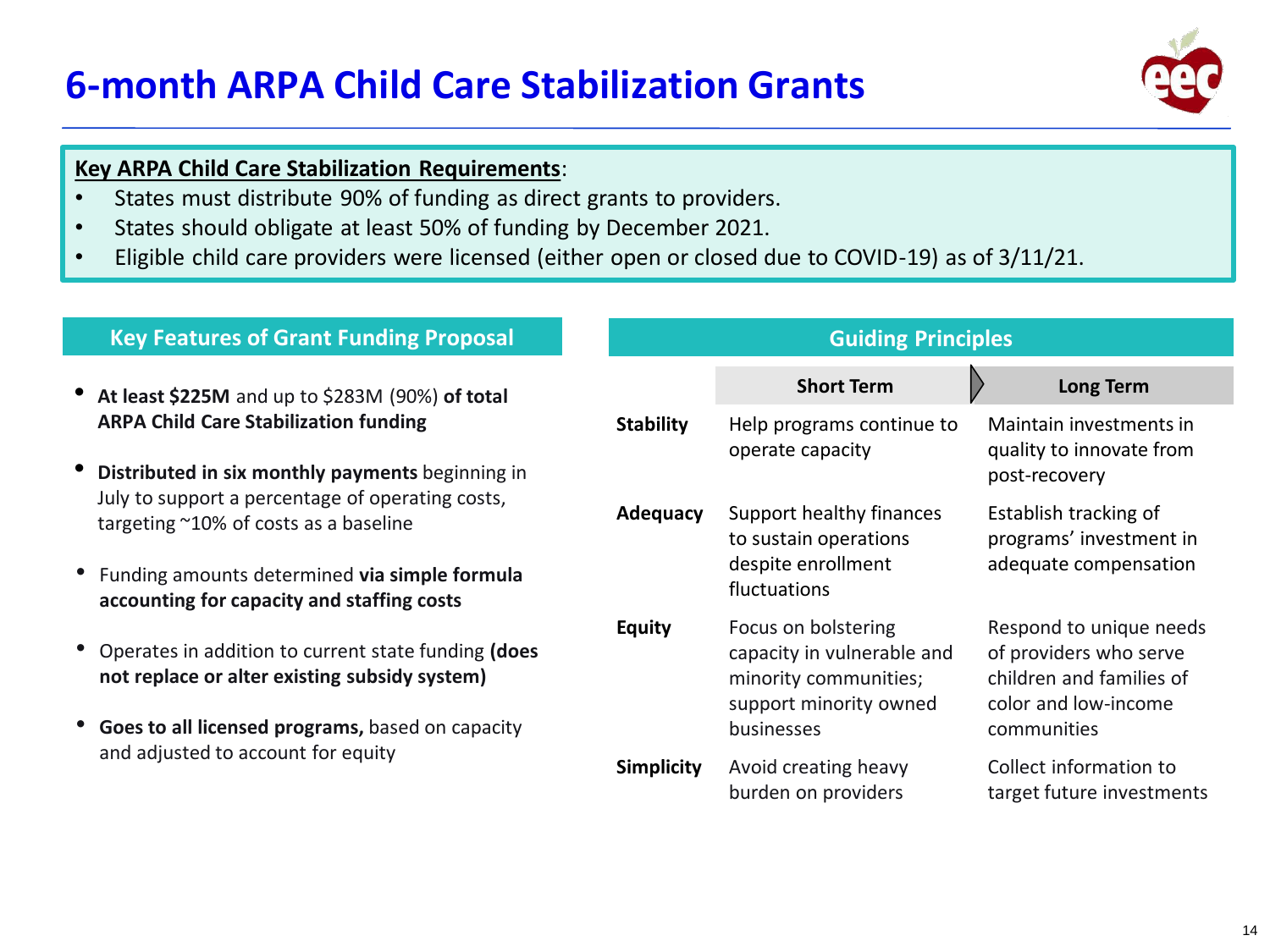# 6-month ARPA Child Care Stabilization Grants

**Key ARPA Child Care Stabilization Requirements**:

- States must distribute 90% of funding as direct grants to providers.
- States should obligate at least 50% of funding by December 2021.
- Eligible child care providers were licensed (either open or closed due to COVID-19) as of 3/11/21.

## Key Features of Grant Funding Proposal

- **At least $225M** and up to $283M (90%) **of total ARPA Child Care Stabilization funding**
- **Distributed in six monthly payments** beginning in July to support a percentage of operating costs, targeting ~10% of costs as a baseline
- Funding amounts determined **via simple formula accounting for capacity and staffing costs**
- Operates in addition to current state funding **(does not replace or alter existing subsidy system)**
- **Goes to all licensed programs,** based on capacity and adjusted to account for equity

## Guiding Principles

| | Short Term | Long Term |
|---|---|---|
| **Stability** | Help programs continue to operate capacity | Maintain investments in quality to innovate from post-recovery |
| **Adequacy** | Support healthy finances to sustain operations despite enrollment fluctuations | Establish tracking of programs' investment in adequate compensation |
| **Equity** | Focus on bolstering capacity in vulnerable and minority communities; support minority owned businesses | Respond to unique needs of providers who serve children and families of color and low-income communities |
| **Simplicity** | Avoid creating heavy burden on providers | Collect information to target future investments |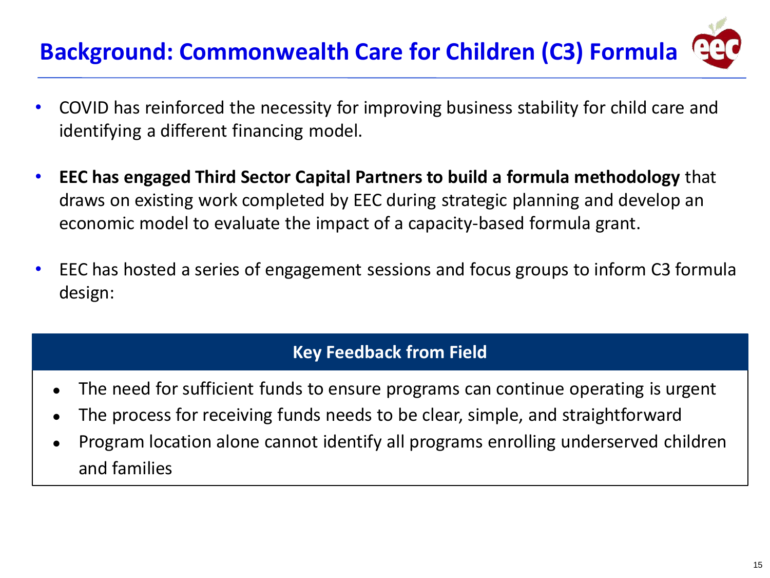# Background: Commonwealth Care for Children (C3) Formula

- COVID has reinforced the necessity for improving business stability for child care and identifying a different financing model.
- **EEC has engaged Third Sector Capital Partners to build a formula methodology** that draws on existing work completed by EEC during strategic planning and develop an economic model to evaluate the impact of a capacity-based formula grant.
- EEC has hosted a series of engagement sessions and focus groups to inform C3 formula design:

| Key Feedback from Field |
|---|
| • The need for sufficient funds to ensure programs can continue operating is urgent<br>• The process for receiving funds needs to be clear, simple, and straightforward<br>• Program location alone cannot identify all programs enrolling underserved children and families |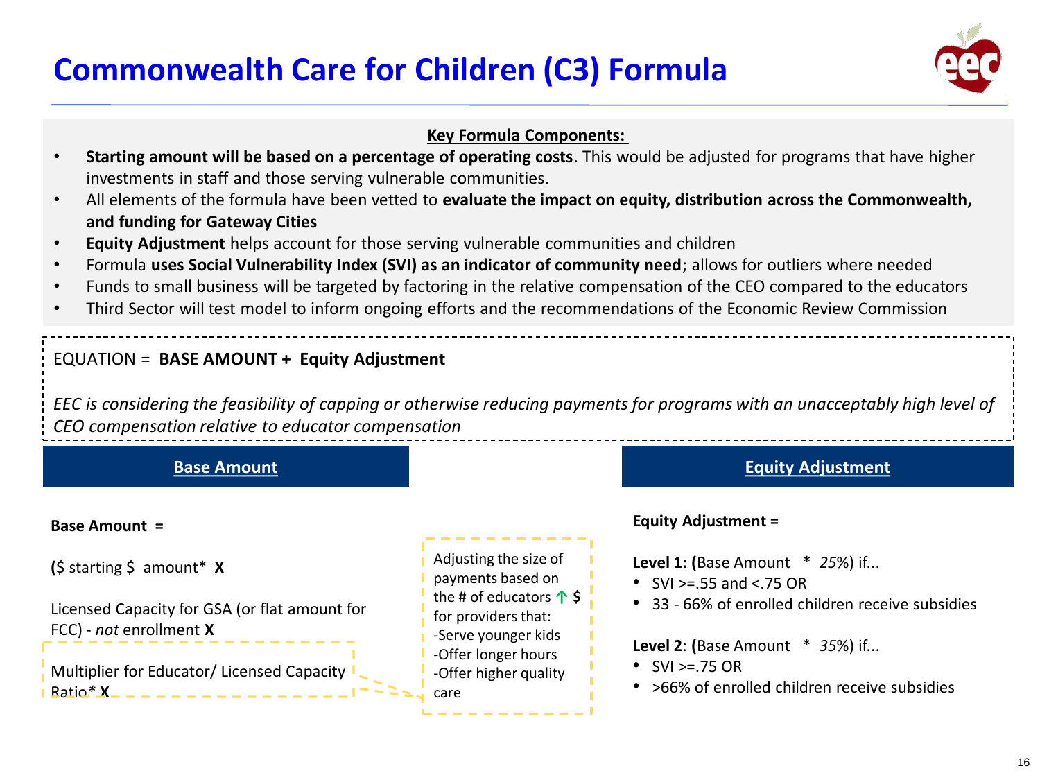# Commonwealth Care for Children (C3) Formula

**Key Formula Components:**

- **Starting amount will be based on a percentage of operating costs**. This would be adjusted for programs that have higher investments in staff and those serving vulnerable communities.
- All elements of the formula have been vetted to **evaluate the impact on equity, distribution across the Commonwealth, and funding for Gateway Cities**
- **Equity Adjustment** helps account for those serving vulnerable communities and children
- Formula **uses Social Vulnerability Index (SVI) as an indicator of community need**; allows for outliers where needed
- Funds to small business will be targeted by factoring in the relative compensation of the CEO compared to the educators
- Third Sector will test model to inform ongoing efforts and the recommendations of the Economic Review Commission

EQUATION = **BASE AMOUNT + Equity Adjustment**

*EEC is considering the feasibility of capping or otherwise reducing payments for programs with an unacceptably high level of CEO compensation relative to educator compensation*

## Base Amount

**Base Amount =**

**(**$ starting $ amount* **X**

Licensed Capacity for GSA (or flat amount for FCC) - *not* enrollment **X**

Multiplier for Educator/ Licensed Capacity Ratio* **X**

Adjusting the size of payments based on the # of educators ↑ **$** for providers that:
-Serve younger kids
-Offer longer hours
-Offer higher quality care

## Equity Adjustment

**Equity Adjustment =**

**Level 1: (**Base Amount * *25%*) if...

- SVI >=.55 and <.75 OR
- 33 - 66% of enrolled children receive subsidies

**Level 2**: **(**Base Amount * *35%*) if...

- SVI >=.75 OR
- >66% of enrolled children receive subsidies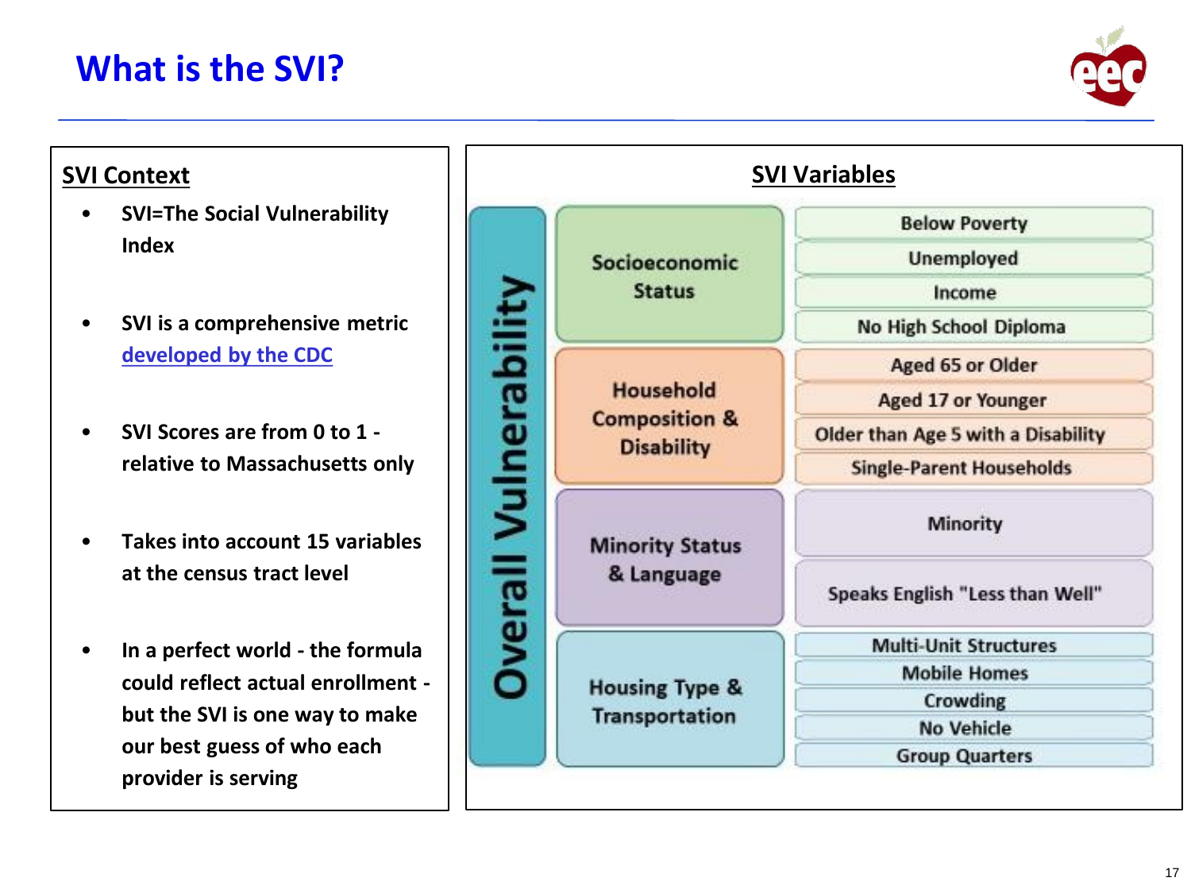# What is the SVI?

## SVI Context

- SVI=The Social Vulnerability Index
- SVI is a comprehensive metric [developed by the CDC]
- SVI Scores are from 0 to 1 - relative to Massachusetts only
- Takes into account 15 variables at the census tract level
- In a perfect world - the formula could reflect actual enrollment - but the SVI is one way to make our best guess of who each provider is serving

## SVI Variables

| Overall Vulnerability | | |
|---|---|---|
| | Socioeconomic Status | Below Poverty |
| | | Unemployed |
| | | Income |
| | | No High School Diploma |
| | Household Composition & Disability | Aged 65 or Older |
| | | Aged 17 or Younger |
| | | Older than Age 5 with a Disability |
| | | Single-Parent Households |
| | Minority Status & Language | Minority |
| | | Speaks English "Less than Well" |
| | Housing Type & Transportation | Multi-Unit Structures |
| | | Mobile Homes |
| | | Crowding |
| | | No Vehicle |
| | | Group Quarters |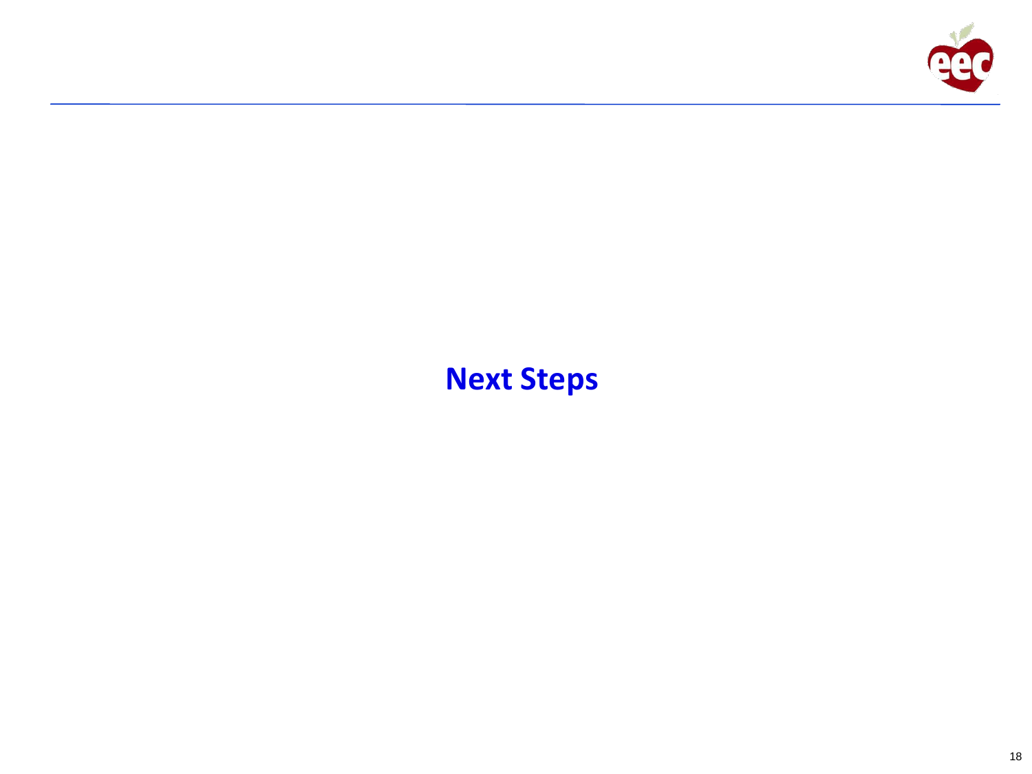# Next Steps